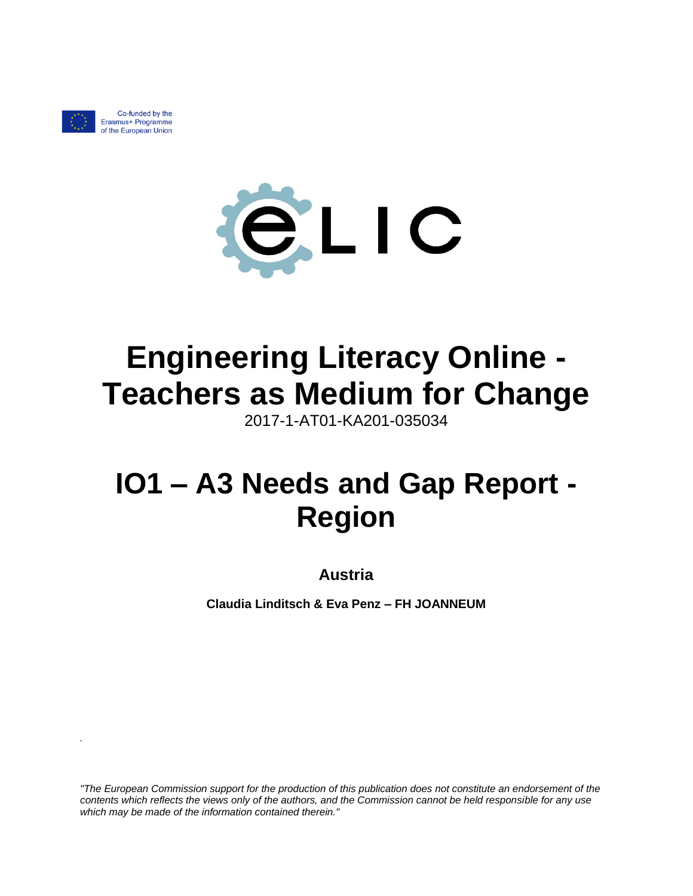Co-funded by the Erasmus+ Programme of the European Union

eLIC

# Engineering Literacy Online - Teachers as Medium for Change

2017-1-AT01-KA201-035034

# IO1 – A3 Needs and Gap Report - Region

**Austria**

**Claudia Linditsch & Eva Penz – FH JOANNEUM**

*"The European Commission support for the production of this publication does not constitute an endorsement of the contents which reflects the views only of the authors, and the Commission cannot be held responsible for any use which may be made of the information contained therein."*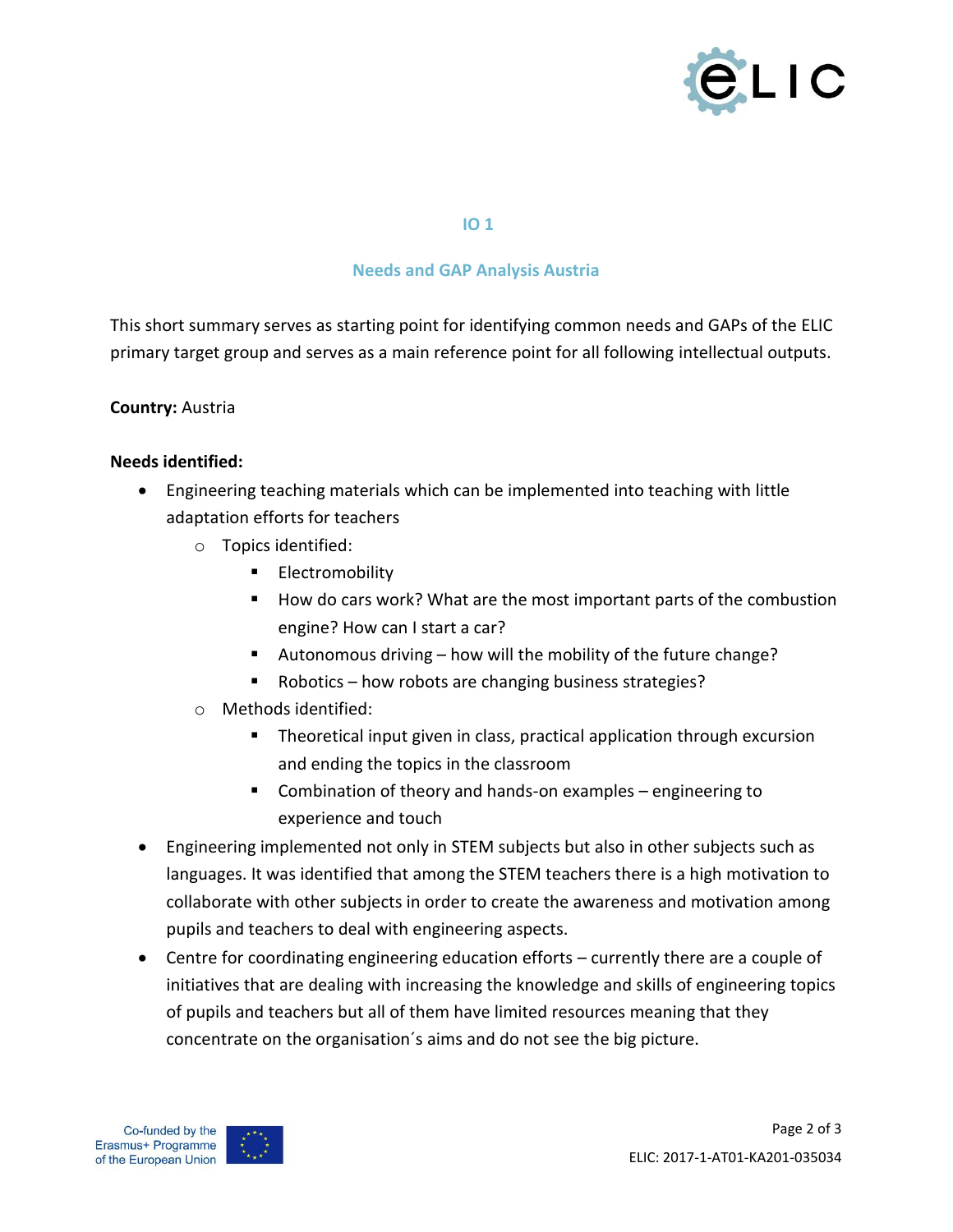## IO 1

## Needs and GAP Analysis Austria

This short summary serves as starting point for identifying common needs and GAPs of the ELIC primary target group and serves as a main reference point for all following intellectual outputs.

**Country:** Austria

**Needs identified:**

- Engineering teaching materials which can be implemented into teaching with little adaptation efforts for teachers
    - Topics identified:
        - Electromobility
        - How do cars work? What are the most important parts of the combustion engine? How can I start a car?
        - Autonomous driving – how will the mobility of the future change?
        - Robotics – how robots are changing business strategies?
    - Methods identified:
        - Theoretical input given in class, practical application through excursion and ending the topics in the classroom
        - Combination of theory and hands-on examples – engineering to experience and touch
- Engineering implemented not only in STEM subjects but also in other subjects such as languages. It was identified that among the STEM teachers there is a high motivation to collaborate with other subjects in order to create the awareness and motivation among pupils and teachers to deal with engineering aspects.
- Centre for coordinating engineering education efforts – currently there are a couple of initiatives that are dealing with increasing the knowledge and skills of engineering topics of pupils and teachers but all of them have limited resources meaning that they concentrate on the organisation´s aims and do not see the big picture.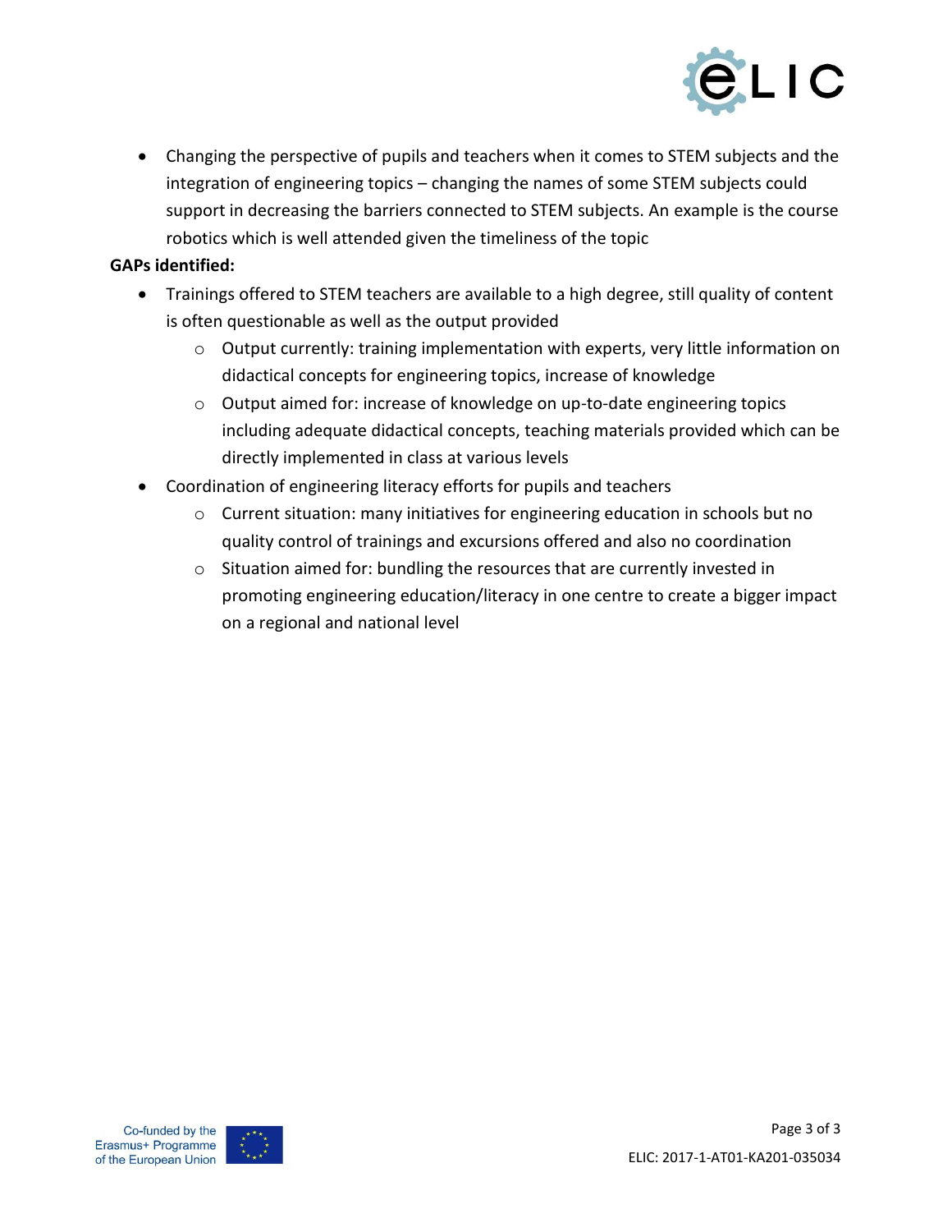- Changing the perspective of pupils and teachers when it comes to STEM subjects and the integration of engineering topics – changing the names of some STEM subjects could support in decreasing the barriers connected to STEM subjects. An example is the course robotics which is well attended given the timeliness of the topic

**GAPs identified:**

- Trainings offered to STEM teachers are available to a high degree, still quality of content is often questionable as well as the output provided
  - Output currently: training implementation with experts, very little information on didactical concepts for engineering topics, increase of knowledge
  - Output aimed for: increase of knowledge on up-to-date engineering topics including adequate didactical concepts, teaching materials provided which can be directly implemented in class at various levels
- Coordination of engineering literacy efforts for pupils and teachers
  - Current situation: many initiatives for engineering education in schools but no quality control of trainings and excursions offered and also no coordination
  - Situation aimed for: bundling the resources that are currently invested in promoting engineering education/literacy in one centre to create a bigger impact on a regional and national level